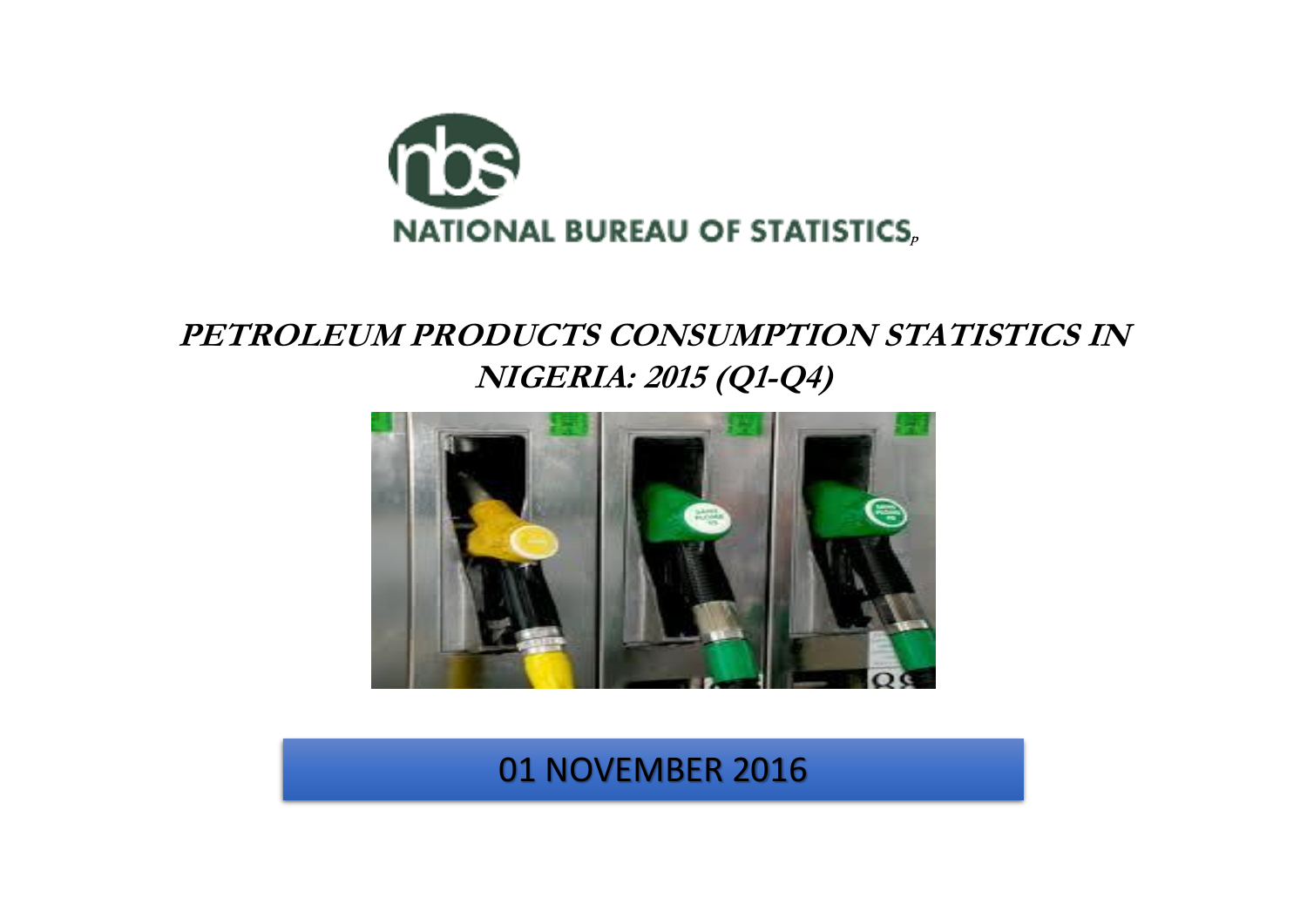NATIONAL BUREAU OF STATISTICS

# PETROLEUM PRODUCTS CONSUMPTION STATISTICS IN NIGERIA: 2015 (Q1-Q4)

01 NOVEMBER 2016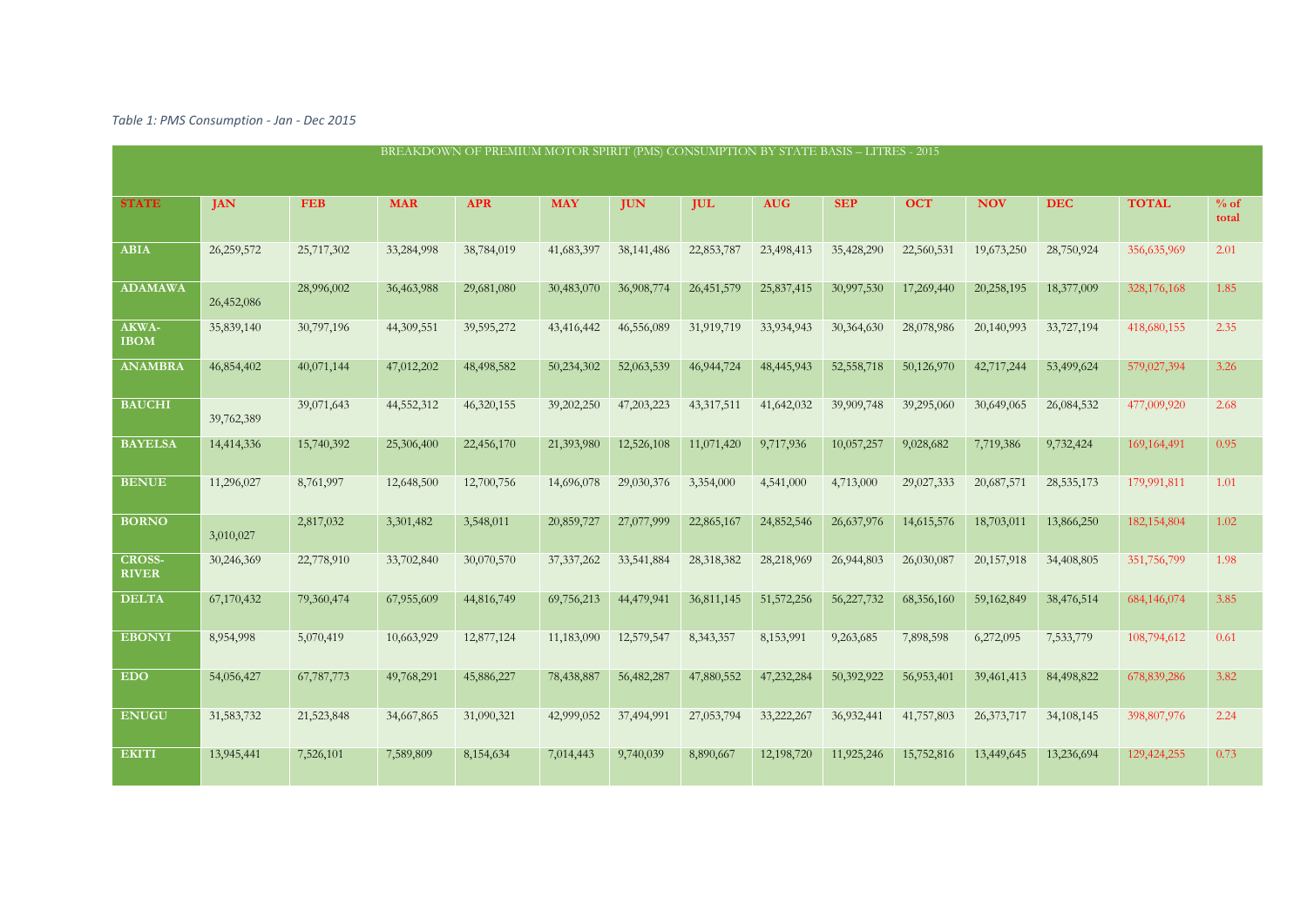*Table 1: PMS Consumption - Jan - Dec 2015*

| BREAKDOWN OF PREMIUM MOTOR SPIRIT (PMS) CONSUMPTION BY STATE BASIS – LITRES - 2015 | | | | | | | | | | | | | | |
|---|---|---|---|---|---|---|---|---|---|---|---|---|---|---|
| **STATE** | **JAN** | **FEB** | **MAR** | **APR** | **MAY** | **JUN** | **JUL** | **AUG** | **SEP** | **OCT** | **NOV** | **DEC** | **TOTAL** | **% of total** |
| **ABIA** | 26,259,572 | 25,717,302 | 33,284,998 | 38,784,019 | 41,683,397 | 38,141,486 | 22,853,787 | 23,498,413 | 35,428,290 | 22,560,531 | 19,673,250 | 28,750,924 | 356,635,969 | 2.01 |
| **ADAMAWA** | 26,452,086 | 28,996,002 | 36,463,988 | 29,681,080 | 30,483,070 | 36,908,774 | 26,451,579 | 25,837,415 | 30,997,530 | 17,269,440 | 20,258,195 | 18,377,009 | 328,176,168 | 1.85 |
| **AKWA-IBOM** | 35,839,140 | 30,797,196 | 44,309,551 | 39,595,272 | 43,416,442 | 46,556,089 | 31,919,719 | 33,934,943 | 30,364,630 | 28,078,986 | 20,140,993 | 33,727,194 | 418,680,155 | 2.35 |
| **ANAMBRA** | 46,854,402 | 40,071,144 | 47,012,202 | 48,498,582 | 50,234,302 | 52,063,539 | 46,944,724 | 48,445,943 | 52,558,718 | 50,126,970 | 42,717,244 | 53,499,624 | 579,027,394 | 3.26 |
| **BAUCHI** | 39,762,389 | 39,071,643 | 44,552,312 | 46,320,155 | 39,202,250 | 47,203,223 | 43,317,511 | 41,642,032 | 39,909,748 | 39,295,060 | 30,649,065 | 26,084,532 | 477,009,920 | 2.68 |
| **BAYELSA** | 14,414,336 | 15,740,392 | 25,306,400 | 22,456,170 | 21,393,980 | 12,526,108 | 11,071,420 | 9,717,936 | 10,057,257 | 9,028,682 | 7,719,386 | 9,732,424 | 169,164,491 | 0.95 |
| **BENUE** | 11,296,027 | 8,761,997 | 12,648,500 | 12,700,756 | 14,696,078 | 29,030,376 | 3,354,000 | 4,541,000 | 4,713,000 | 29,027,333 | 20,687,571 | 28,535,173 | 179,991,811 | 1.01 |
| **BORNO** | 3,010,027 | 2,817,032 | 3,301,482 | 3,548,011 | 20,859,727 | 27,077,999 | 22,865,167 | 24,852,546 | 26,637,976 | 14,615,576 | 18,703,011 | 13,866,250 | 182,154,804 | 1.02 |
| **CROSS-RIVER** | 30,246,369 | 22,778,910 | 33,702,840 | 30,070,570 | 37,337,262 | 33,541,884 | 28,318,382 | 28,218,969 | 26,944,803 | 26,030,087 | 20,157,918 | 34,408,805 | 351,756,799 | 1.98 |
| **DELTA** | 67,170,432 | 79,360,474 | 67,955,609 | 44,816,749 | 69,756,213 | 44,479,941 | 36,811,145 | 51,572,256 | 56,227,732 | 68,356,160 | 59,162,849 | 38,476,514 | 684,146,074 | 3.85 |
| **EBONYI** | 8,954,998 | 5,070,419 | 10,663,929 | 12,877,124 | 11,183,090 | 12,579,547 | 8,343,357 | 8,153,991 | 9,263,685 | 7,898,598 | 6,272,095 | 7,533,779 | 108,794,612 | 0.61 |
| **EDO** | 54,056,427 | 67,787,773 | 49,768,291 | 45,886,227 | 78,438,887 | 56,482,287 | 47,880,552 | 47,232,284 | 50,392,922 | 56,953,401 | 39,461,413 | 84,498,822 | 678,839,286 | 3.82 |
| **ENUGU** | 31,583,732 | 21,523,848 | 34,667,865 | 31,090,321 | 42,999,052 | 37,494,991 | 27,053,794 | 33,222,267 | 36,932,441 | 41,757,803 | 26,373,717 | 34,108,145 | 398,807,976 | 2.24 |
| **EKITI** | 13,945,441 | 7,526,101 | 7,589,809 | 8,154,634 | 7,014,443 | 9,740,039 | 8,890,667 | 12,198,720 | 11,925,246 | 15,752,816 | 13,449,645 | 13,236,694 | 129,424,255 | 0.73 |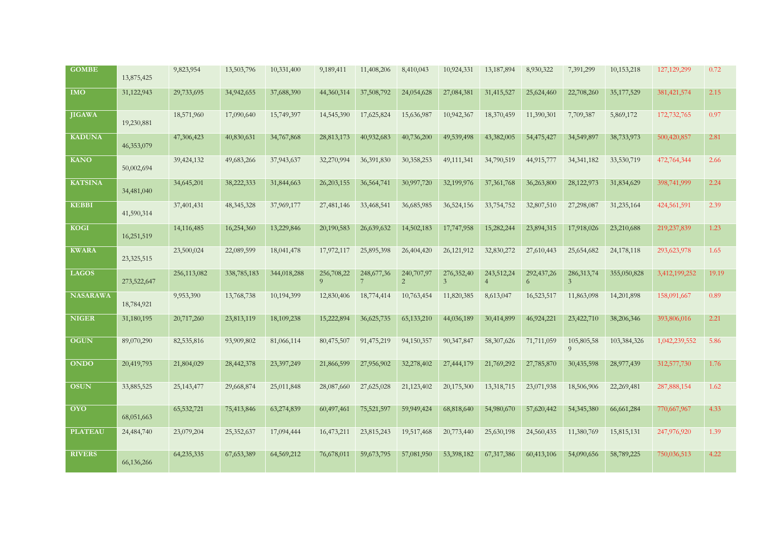| | | | | | | | | | | | | | | |
|---|---|---|---|---|---|---|---|---|---|---|---|---|---|---|
| **GOMBE** | 13,875,425 | 9,823,954 | 13,503,796 | 10,331,400 | 9,189,411 | 11,408,206 | 8,410,043 | 10,924,331 | 13,187,894 | 8,930,322 | 7,391,299 | 10,153,218 | 127,129,299 | 0.72 |
| **IMO** | 31,122,943 | 29,733,695 | 34,942,655 | 37,688,390 | 44,360,314 | 37,508,792 | 24,054,628 | 27,084,381 | 31,415,527 | 25,624,460 | 22,708,260 | 35,177,529 | 381,421,574 | 2.15 |
| **JIGAWA** | 19,230,881 | 18,571,960 | 17,090,640 | 15,749,397 | 14,545,390 | 17,625,824 | 15,636,987 | 10,942,367 | 18,370,459 | 11,390,301 | 7,709,387 | 5,869,172 | 172,732,765 | 0.97 |
| **KADUNA** | 46,353,079 | 47,306,423 | 40,830,631 | 34,767,868 | 28,813,173 | 40,932,683 | 40,736,200 | 49,539,498 | 43,382,005 | 54,475,427 | 34,549,897 | 38,733,973 | 500,420,857 | 2.81 |
| **KANO** | 50,002,694 | 39,424,132 | 49,683,266 | 37,943,637 | 32,270,994 | 36,391,830 | 30,358,253 | 49,111,341 | 34,790,519 | 44,915,777 | 34,341,182 | 33,530,719 | 472,764,344 | 2.66 |
| **KATSINA** | 34,481,040 | 34,645,201 | 38,222,333 | 31,844,663 | 26,203,155 | 36,564,741 | 30,997,720 | 32,199,976 | 37,361,768 | 36,263,800 | 28,122,973 | 31,834,629 | 398,741,999 | 2.24 |
| **KEBBI** | 41,590,314 | 37,401,431 | 48,345,328 | 37,969,177 | 27,481,146 | 33,468,541 | 36,685,985 | 36,524,156 | 33,754,752 | 32,807,510 | 27,298,087 | 31,235,164 | 424,561,591 | 2.39 |
| **KOGI** | 16,251,519 | 14,116,485 | 16,254,360 | 13,229,846 | 20,190,583 | 26,639,632 | 14,502,183 | 17,747,958 | 15,282,244 | 23,894,315 | 17,918,026 | 23,210,688 | 219,237,839 | 1.23 |
| **KWARA** | 23,325,515 | 23,500,024 | 22,089,599 | 18,041,478 | 17,972,117 | 25,895,398 | 26,404,420 | 26,121,912 | 32,830,272 | 27,610,443 | 25,654,682 | 24,178,118 | 293,623,978 | 1.65 |
| **LAGOS** | 273,522,647 | 256,113,082 | 338,785,183 | 344,018,288 | 256,708,229 | 248,677,367 | 240,707,972 | 276,352,403 | 243,512,244 | 292,437,266 | 286,313,743 | 355,050,828 | 3,412,199,252 | 19.19 |
| **NASARAWA** | 18,784,921 | 9,953,390 | 13,768,738 | 10,194,399 | 12,830,406 | 18,774,414 | 10,763,454 | 11,820,385 | 8,613,047 | 16,523,517 | 11,863,098 | 14,201,898 | 158,091,667 | 0.89 |
| **NIGER** | 31,180,195 | 20,717,260 | 23,813,119 | 18,109,238 | 15,222,894 | 36,625,735 | 65,133,210 | 44,036,189 | 30,414,899 | 46,924,221 | 23,422,710 | 38,206,346 | 393,806,016 | 2.21 |
| **OGUN** | 89,070,290 | 82,535,816 | 93,909,802 | 81,066,114 | 80,475,507 | 91,475,219 | 94,150,357 | 90,347,847 | 58,307,626 | 71,711,059 | 105,805,589 | 103,384,326 | 1,042,239,552 | 5.86 |
| **ONDO** | 20,419,793 | 21,804,029 | 28,442,378 | 23,397,249 | 21,866,599 | 27,956,902 | 32,278,402 | 27,444,179 | 21,769,292 | 27,785,870 | 30,435,598 | 28,977,439 | 312,577,730 | 1.76 |
| **OSUN** | 33,885,525 | 25,143,477 | 29,668,874 | 25,011,848 | 28,087,660 | 27,625,028 | 21,123,402 | 20,175,300 | 13,318,715 | 23,071,938 | 18,506,906 | 22,269,481 | 287,888,154 | 1.62 |
| **OYO** | 68,051,663 | 65,532,721 | 75,413,846 | 63,274,839 | 60,497,461 | 75,521,597 | 59,949,424 | 68,818,640 | 54,980,670 | 57,620,442 | 54,345,380 | 66,661,284 | 770,667,967 | 4.33 |
| **PLATEAU** | 24,484,740 | 23,079,204 | 25,352,637 | 17,094,444 | 16,473,211 | 23,815,243 | 19,517,468 | 20,773,440 | 25,630,198 | 24,560,435 | 11,380,769 | 15,815,131 | 247,976,920 | 1.39 |
| **RIVERS** | 66,136,266 | 64,235,335 | 67,653,389 | 64,569,212 | 76,678,011 | 59,673,795 | 57,081,950 | 53,398,182 | 67,317,386 | 60,413,106 | 54,090,656 | 58,789,225 | 750,036,513 | 4.22 |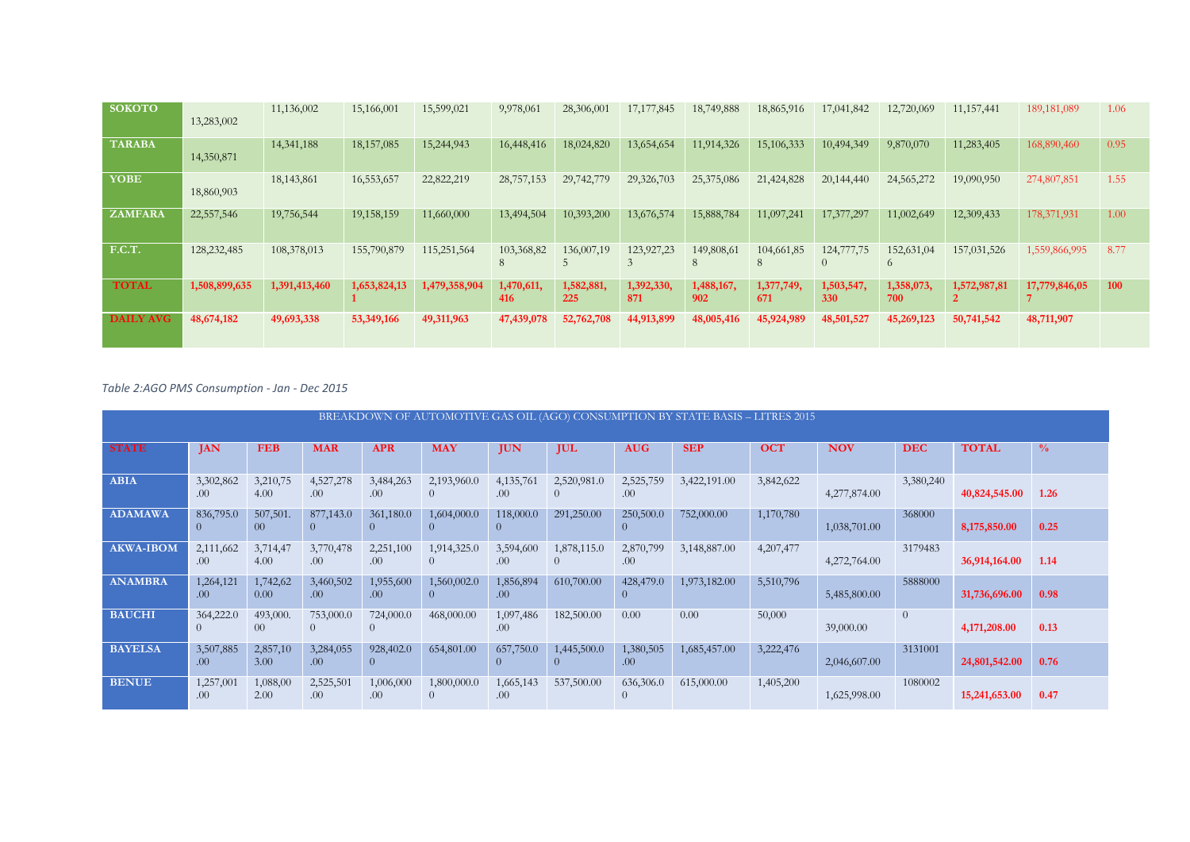| SOKOTO | 13,283,002 | 11,136,002 | 15,166,001 | 15,599,021 | 9,978,061 | 28,306,001 | 17,177,845 | 18,749,888 | 18,865,916 | 17,041,842 | 12,720,069 | 11,157,441 | 189,181,089 | 1.06 |
|---|---|---|---|---|---|---|---|---|---|---|---|---|---|---|
| TARABA | 14,350,871 | 14,341,188 | 18,157,085 | 15,244,943 | 16,448,416 | 18,024,820 | 13,654,654 | 11,914,326 | 15,106,333 | 10,494,349 | 9,870,070 | 11,283,405 | 168,890,460 | 0.95 |
| YOBE | 18,860,903 | 18,143,861 | 16,553,657 | 22,822,219 | 28,757,153 | 29,742,779 | 29,326,703 | 25,375,086 | 21,424,828 | 20,144,440 | 24,565,272 | 19,090,950 | 274,807,851 | 1.55 |
| ZAMFARA | 22,557,546 | 19,756,544 | 19,158,159 | 11,660,000 | 13,494,504 | 10,393,200 | 13,676,574 | 15,888,784 | 11,097,241 | 17,377,297 | 11,002,649 | 12,309,433 | 178,371,931 | 1.00 |
| F.C.T. | 128,232,485 | 108,378,013 | 155,790,879 | 115,251,564 | 103,368,828 | 136,007,195 | 123,927,233 | 149,808,618 | 104,661,858 | 124,777,750 | 152,631,046 | 157,031,526 | 1,559,866,995 | 8.77 |
| **TOTAL** | **1,508,899,635** | **1,391,413,460** | **1,653,824,131** | **1,479,358,904** | **1,470,611,416** | **1,582,881,225** | **1,392,330,871** | **1,488,167,902** | **1,377,749,671** | **1,503,547,330** | **1,358,073,700** | **1,572,987,812** | **17,779,846,057** | **100** |
| **DAILY AVG** | **48,674,182** | **49,693,338** | **53,349,166** | **49,311,963** | **47,439,078** | **52,762,708** | **44,913,899** | **48,005,416** | **45,924,989** | **48,501,527** | **45,269,123** | **50,741,542** | **48,711,907** | |

*Table 2:AGO PMS Consumption - Jan - Dec 2015*

| BREAKDOWN OF AUTOMOTIVE GAS OIL (AGO) CONSUMPTION BY STATE BASIS – LITRES 2015 | | | | | | | | | | | | | | |
|---|---|---|---|---|---|---|---|---|---|---|---|---|---|---|
| **STATE** | **JAN** | **FEB** | **MAR** | **APR** | **MAY** | **JUN** | **JUL** | **AUG** | **SEP** | **OCT** | **NOV** | **DEC** | **TOTAL** | **%** |
| **ABIA** | 3,302,862.00 | 3,210,754.00 | 4,527,278.00 | 3,484,263.00 | 2,193,960.00 | 4,135,761.00 | 2,520,981.00 | 2,525,759.00 | 3,422,191.00 | 3,842,622 | 4,277,874.00 | 3,380,240 | **40,824,545.00** | **1.26** |
| **ADAMAWA** | 836,795.00 | 507,501.00 | 877,143.00 | 361,180.00 | 1,604,000.00 | 118,000.00 | 291,250.00 | 250,500.00 | 752,000.00 | 1,170,780 | 1,038,701.00 | 368000 | **8,175,850.00** | **0.25** |
| **AKWA-IBOM** | 2,111,662.00 | 3,714,474.00 | 3,770,478.00 | 2,251,100.00 | 1,914,325.00 | 3,594,600.00 | 1,878,115.00 | 2,870,799.00 | 3,148,887.00 | 4,207,477 | 4,272,764.00 | 3179483 | **36,914,164.00** | **1.14** |
| **ANAMBRA** | 1,264,121.00 | 1,742,620.00 | 3,460,502.00 | 1,955,600.00 | 1,560,002.00 | 1,856,894.00 | 610,700.00 | 428,479.00 | 1,973,182.00 | 5,510,796 | 5,485,800.00 | 5888000 | **31,736,696.00** | **0.98** |
| **BAUCHI** | 364,222.00 | 493,000.00 | 753,000.00 | 724,000.00 | 468,000.00 | 1,097,486.00 | 182,500.00 | 0.00 | 0.00 | 50,000 | 39,000.00 | 0 | **4,171,208.00** | **0.13** |
| **BAYELSA** | 3,507,885.00 | 2,857,103.00 | 3,284,055.00 | 928,402.00 | 654,801.00 | 657,750.00 | 1,445,500.00 | 1,380,505.00 | 1,685,457.00 | 3,222,476 | 2,046,607.00 | 3131001 | **24,801,542.00** | **0.76** |
| **BENUE** | 1,257,001.00 | 1,088,002.00 | 2,525,501.00 | 1,006,000.00 | 1,800,000.00 | 1,665,143.00 | 537,500.00 | 636,306.00 | 615,000.00 | 1,405,200 | 1,625,998.00 | 1080002 | **15,241,653.00** | **0.47** |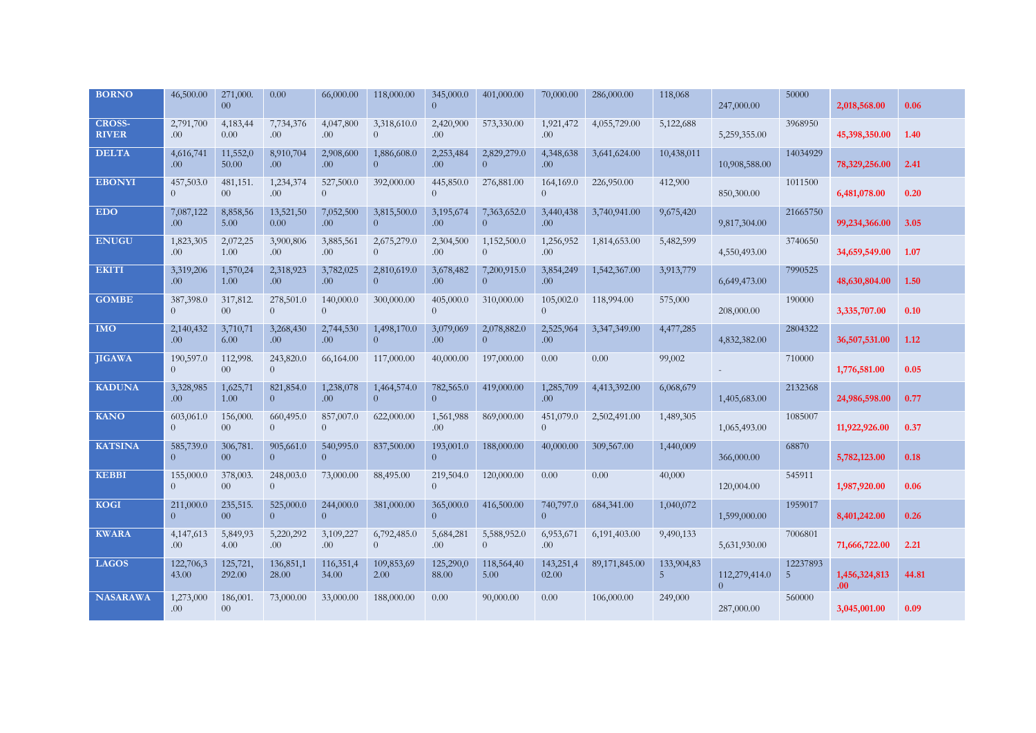| | | | | | | | | | | | | | | |
|---|---|---|---|---|---|---|---|---|---|---|---|---|---|---|
| **BORNO** | 46,500.00 | 271,000.00 | 0.00 | 66,000.00 | 118,000.00 | 345,000.00 | 401,000.00 | 70,000.00 | 286,000.00 | 118,068 | 247,000.00 | 50000 | **2,018,568.00** | **0.06** |
| **CROSS-RIVER** | 2,791,700.00 | 4,183,440.00 | 7,734,376.00 | 4,047,800.00 | 3,318,610.00 | 2,420,900.00 | 573,330.00 | 1,921,472.00 | 4,055,729.00 | 5,122,688 | 5,259,355.00 | 3968950 | **45,398,350.00** | **1.40** |
| **DELTA** | 4,616,741.00 | 11,552,050.00 | 8,910,704.00 | 2,908,600.00 | 1,886,608.00 | 2,253,484.00 | 2,829,279.00 | 4,348,638.00 | 3,641,624.00 | 10,438,011 | 10,908,588.00 | 14034929 | **78,329,256.00** | **2.41** |
| **EBONYI** | 457,503.00 | 481,151.00 | 1,234,374.00 | 527,500.00 | 392,000.00 | 445,850.00 | 276,881.00 | 164,169.00 | 226,950.00 | 412,900 | 850,300.00 | 1011500 | **6,481,078.00** | **0.20** |
| **EDO** | 7,087,122.00 | 8,858,565.00 | 13,521,500.00 | 7,052,500.00 | 3,815,500.00 | 3,195,674.00 | 7,363,652.00 | 3,440,438.00 | 3,740,941.00 | 9,675,420 | 9,817,304.00 | 21665750 | **99,234,366.00** | **3.05** |
| **ENUGU** | 1,823,305.00 | 2,072,251.00 | 3,900,806.00 | 3,885,561.00 | 2,675,279.00 | 2,304,500.00 | 1,152,500.00 | 1,256,952.00 | 1,814,653.00 | 5,482,599 | 4,550,493.00 | 3740650 | **34,659,549.00** | **1.07** |
| **EKITI** | 3,319,206.00 | 1,570,241.00 | 2,318,923.00 | 3,782,025.00 | 2,810,619.00 | 3,678,482.00 | 7,200,915.00 | 3,854,249.00 | 1,542,367.00 | 3,913,779 | 6,649,473.00 | 7990525 | **48,630,804.00** | **1.50** |
| **GOMBE** | 387,398.00 | 317,812.00 | 278,501.00 | 140,000.00 | 300,000.00 | 405,000.00 | 310,000.00 | 105,002.00 | 118,994.00 | 575,000 | 208,000.00 | 190000 | **3,335,707.00** | **0.10** |
| **IMO** | 2,140,432.00 | 3,710,716.00 | 3,268,430.00 | 2,744,530.00 | 1,498,170.00 | 3,079,069.00 | 2,078,882.00 | 2,525,964.00 | 3,347,349.00 | 4,477,285 | 4,832,382.00 | 2804322 | **36,507,531.00** | **1.12** |
| **JIGAWA** | 190,597.00 | 112,998.00 | 243,820.00 | 66,164.00 | 117,000.00 | 40,000.00 | 197,000.00 | 0.00 | 0.00 | 99,002 | - | 710000 | **1,776,581.00** | **0.05** |
| **KADUNA** | 3,328,985.00 | 1,625,711.00 | 821,854.00 | 1,238,078.00 | 1,464,574.00 | 782,565.00 | 419,000.00 | 1,285,709.00 | 4,413,392.00 | 6,068,679 | 1,405,683.00 | 2132368 | **24,986,598.00** | **0.77** |
| **KANO** | 603,061.00 | 156,000.00 | 660,495.00 | 857,007.00 | 622,000.00 | 1,561,988.00 | 869,000.00 | 451,079.00 | 2,502,491.00 | 1,489,305 | 1,065,493.00 | 1085007 | **11,922,926.00** | **0.37** |
| **KATSINA** | 585,739.00 | 306,781.00 | 905,661.00 | 540,995.00 | 837,500.00 | 193,001.00 | 188,000.00 | 40,000.00 | 309,567.00 | 1,440,009 | 366,000.00 | 68870 | **5,782,123.00** | **0.18** |
| **KEBBI** | 155,000.00 | 378,003.00 | 248,003.00 | 73,000.00 | 88,495.00 | 219,504.00 | 120,000.00 | 0.00 | 0.00 | 40,000 | 120,004.00 | 545911 | **1,987,920.00** | **0.06** |
| **KOGI** | 211,000.00 | 235,515.00 | 525,000.00 | 244,000.00 | 381,000.00 | 365,000.00 | 416,500.00 | 740,797.00 | 684,341.00 | 1,040,072 | 1,599,000.00 | 1959017 | **8,401,242.00** | **0.26** |
| **KWARA** | 4,147,613.00 | 5,849,934.00 | 5,220,292.00 | 3,109,227.00 | 6,792,485.00 | 5,684,281.00 | 5,588,952.00 | 6,953,671.00 | 6,191,403.00 | 9,490,133 | 5,631,930.00 | 7006801 | **71,666,722.00** | **2.21** |
| **LAGOS** | 122,706,343.00 | 125,721,292.00 | 136,851,128.00 | 116,351,434.00 | 109,853,692.00 | 125,290,088.00 | 118,564,405.00 | 143,251,402.00 | 89,171,845.00 | 133,904,835 | 112,279,414.00 | 122378935 | **1,456,324,813.00** | **44.81** |
| **NASARAWA** | 1,273,000.00 | 186,001.00 | 73,000.00 | 33,000.00 | 188,000.00 | 0.00 | 90,000.00 | 0.00 | 106,000.00 | 249,000 | 287,000.00 | 560000 | **3,045,001.00** | **0.09** |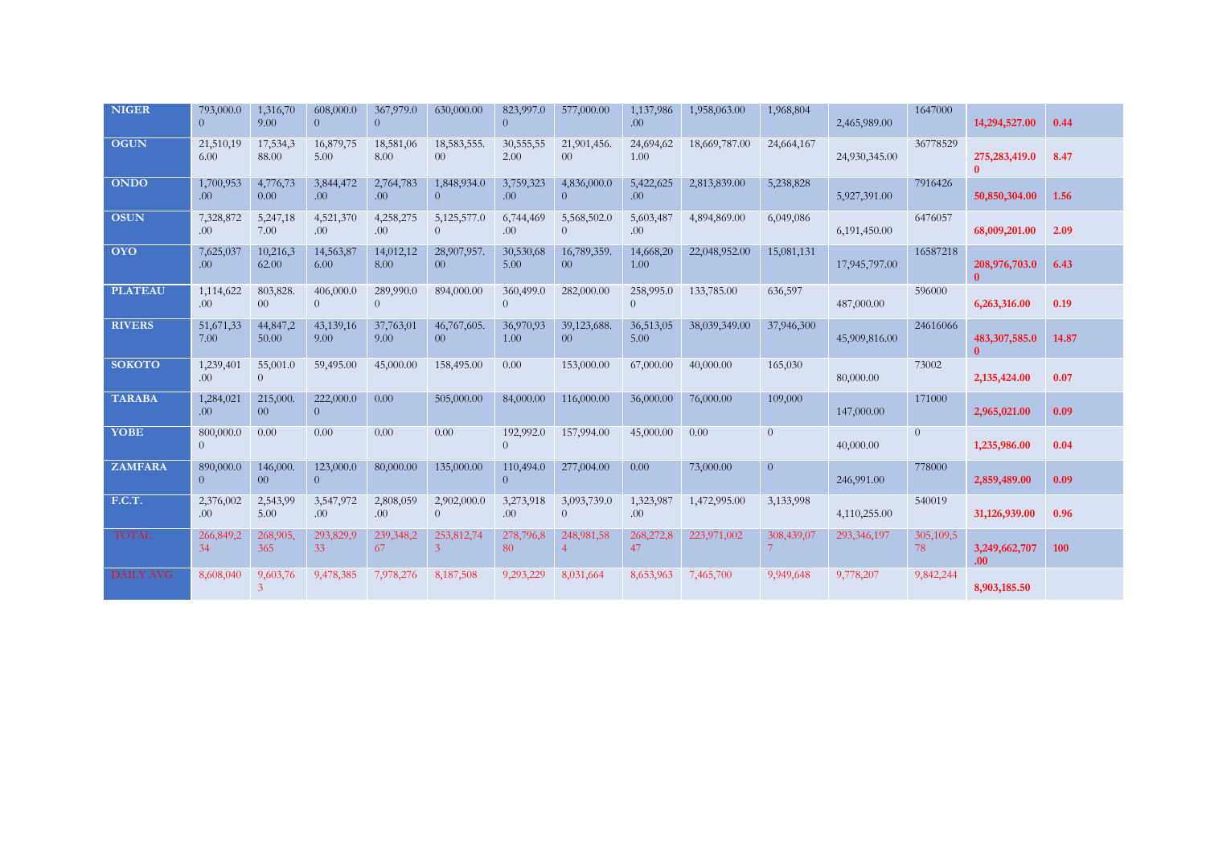| NIGER | 793,000.00 | 1,316,709.00 | 608,000.00 | 367,979.00 | 630,000.00 | 823,997.00 | 577,000.00 | 1,137,986.00 | 1,958,063.00 | 1,968,804 | 2,465,989.00 | 1647000 | 14,294,527.00 | 0.44 |
|---|---|---|---|---|---|---|---|---|---|---|---|---|---|---|
| OGUN | 21,510,196.00 | 17,534,388.00 | 16,879,755.00 | 18,581,068.00 | 18,583,555.00 | 30,555,552.00 | 21,901,456.00 | 24,694,621.00 | 18,669,787.00 | 24,664,167 | 24,930,345.00 | 36778529 | 275,283,419.00 | 8.47 |
| ONDO | 1,700,953.00 | 4,776,730.00 | 3,844,472.00 | 2,764,783.00 | 1,848,934.00 | 3,759,323.00 | 4,836,000.00 | 5,422,625.00 | 2,813,839.00 | 5,238,828 | 5,927,391.00 | 7916426 | 50,850,304.00 | 1.56 |
| OSUN | 7,328,872.00 | 5,247,187.00 | 4,521,370.00 | 4,258,275.00 | 5,125,577.00 | 6,744,469.00 | 5,568,502.00 | 5,603,487.00 | 4,894,869.00 | 6,049,086 | 6,191,450.00 | 6476057 | 68,009,201.00 | 2.09 |
| OYO | 7,625,037.00 | 10,216,362.00 | 14,563,876.00 | 14,012,128.00 | 28,907,957.00 | 30,530,685.00 | 16,789,359.00 | 14,668,201.00 | 22,048,952.00 | 15,081,131 | 17,945,797.00 | 16587218 | 208,976,703.00 | 6.43 |
| PLATEAU | 1,114,622.00 | 803,828.00 | 406,000.00 | 289,990.00 | 894,000.00 | 360,499.00 | 282,000.00 | 258,995.00 | 133,785.00 | 636,597 | 487,000.00 | 596000 | 6,263,316.00 | 0.19 |
| RIVERS | 51,671,337.00 | 44,847,250.00 | 43,139,169.00 | 37,763,019.00 | 46,767,605.00 | 36,970,931.00 | 39,123,688.00 | 36,513,055.00 | 38,039,349.00 | 37,946,300 | 45,909,816.00 | 24616066 | 483,307,585.00 | 14.87 |
| SOKOTO | 1,239,401.00 | 55,001.00 | 59,495.00 | 45,000.00 | 158,495.00 | 0.00 | 153,000.00 | 67,000.00 | 40,000.00 | 165,030 | 80,000.00 | 73002 | 2,135,424.00 | 0.07 |
| TARABA | 1,284,021.00 | 215,000.00 | 222,000.00 | 0.00 | 505,000.00 | 84,000.00 | 116,000.00 | 36,000.00 | 76,000.00 | 109,000 | 147,000.00 | 171000 | 2,965,021.00 | 0.09 |
| YOBE | 800,000.00 | 0.00 | 0.00 | 0.00 | 0.00 | 192,992.00 | 157,994.00 | 45,000.00 | 0.00 | 0 | 40,000.00 | 0 | 1,235,986.00 | 0.04 |
| ZAMFARA | 890,000.00 | 146,000.00 | 123,000.00 | 80,000.00 | 135,000.00 | 110,494.00 | 277,004.00 | 0.00 | 73,000.00 | 0 | 246,991.00 | 778000 | 2,859,489.00 | 0.09 |
| F.C.T. | 2,376,002.00 | 2,543,995.00 | 3,547,972.00 | 2,808,059.00 | 2,902,000.00 | 3,273,918.00 | 3,093,739.00 | 1,323,987.00 | 1,472,995.00 | 3,133,998 | 4,110,255.00 | 540019 | 31,126,939.00 | 0.96 |
| TOTAL | 266,849,234 | 268,905,365 | 293,829,933 | 239,348,267 | 253,812,743 | 278,796,880 | 248,981,584 | 268,272,847 | 223,971,002 | 308,439,077 | 293,346,197 | 305,109,578 | 3,249,662,707.00 | 100 |
| DAILY AVG | 8,608,040 | 9,603,763 | 9,478,385 | 7,978,276 | 8,187,508 | 9,293,229 | 8,031,664 | 8,653,963 | 7,465,700 | 9,949,648 | 9,778,207 | 9,842,244 | 8,903,185.50 | |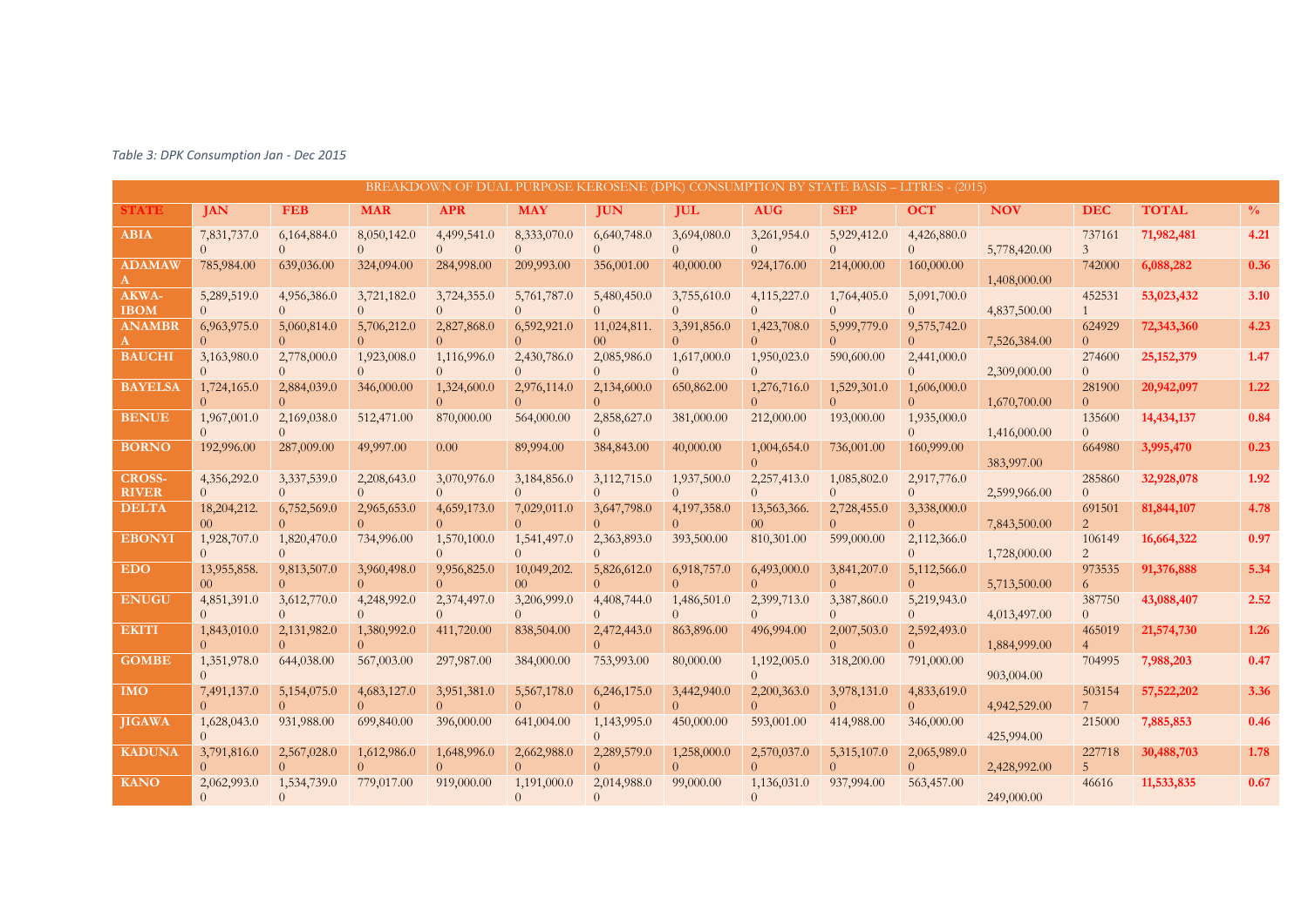*Table 3: DPK Consumption Jan - Dec 2015*

| BREAKDOWN OF DUAL PURPOSE KEROSENE (DPK) CONSUMPTION BY STATE BASIS – LITRES - (2015) | | | | | | | | | | | | | | |
|---|---|---|---|---|---|---|---|---|---|---|---|---|---|---|
| **STATE** | **JAN** | **FEB** | **MAR** | **APR** | **MAY** | **JUN** | **JUL** | **AUG** | **SEP** | **OCT** | **NOV** | **DEC** | **TOTAL** | **%** |
| **ABIA** | 7,831,737.00 | 6,164,884.00 | 8,050,142.00 | 4,499,541.00 | 8,333,070.00 | 6,640,748.00 | 3,694,080.00 | 3,261,954.00 | 5,929,412.00 | 4,426,880.00 | 5,778,420.00 | 7371613 | **71,982,481** | **4.21** |
| **ADAMAWA** | 785,984.00 | 639,036.00 | 324,094.00 | 284,998.00 | 209,993.00 | 356,001.00 | 40,000.00 | 924,176.00 | 214,000.00 | 160,000.00 | 1,408,000.00 | 742000 | **6,088,282** | **0.36** |
| **AKWA-IBOM** | 5,289,519.00 | 4,956,386.00 | 3,721,182.00 | 3,724,355.00 | 5,761,787.00 | 5,480,450.00 | 3,755,610.00 | 4,115,227.00 | 1,764,405.00 | 5,091,700.00 | 4,837,500.00 | 4525311 | **53,023,432** | **3.10** |
| **ANAMBRA** | 6,963,975.00 | 5,060,814.00 | 5,706,212.00 | 2,827,868.00 | 6,592,921.00 | 11,024,811.00 | 3,391,856.00 | 1,423,708.00 | 5,999,779.00 | 9,575,742.00 | 7,526,384.00 | 6249290 | **72,343,360** | **4.23** |
| **BAUCHI** | 3,163,980.00 | 2,778,000.00 | 1,923,008.00 | 1,116,996.00 | 2,430,786.00 | 2,085,986.00 | 1,617,000.00 | 1,950,023.00 | 590,600.00 | 2,441,000.00 | 2,309,000.00 | 2746000 | **25,152,379** | **1.47** |
| **BAYELSA** | 1,724,165.00 | 2,884,039.00 | 346,000.00 | 1,324,600.00 | 2,976,114.00 | 2,134,600.00 | 650,862.00 | 1,276,716.00 | 1,529,301.00 | 1,606,000.00 | 1,670,700.00 | 2819000 | **20,942,097** | **1.22** |
| **BENUE** | 1,967,001.00 | 2,169,038.00 | 512,471.00 | 870,000.00 | 564,000.00 | 2,858,627.00 | 381,000.00 | 212,000.00 | 193,000.00 | 1,935,000.00 | 1,416,000.00 | 1356000 | **14,434,137** | **0.84** |
| **BORNO** | 192,996.00 | 287,009.00 | 49,997.00 | 0.00 | 89,994.00 | 384,843.00 | 40,000.00 | 1,004,654.00 | 736,001.00 | 160,999.00 | 383,997.00 | 664980 | **3,995,470** | **0.23** |
| **CROSS-RIVER** | 4,356,292.00 | 3,337,539.00 | 2,208,643.00 | 3,070,976.00 | 3,184,856.00 | 3,112,715.00 | 1,937,500.00 | 2,257,413.00 | 1,085,802.00 | 2,917,776.00 | 2,599,966.00 | 2858600 | **32,928,078** | **1.92** |
| **DELTA** | 18,204,212.00 | 6,752,569.00 | 2,965,653.00 | 4,659,173.00 | 7,029,011.00 | 3,647,798.00 | 4,197,358.00 | 13,563,366.00 | 2,728,455.00 | 3,338,000.00 | 7,843,500.00 | 6915012 | **81,844,107** | **4.78** |
| **EBONYI** | 1,928,707.00 | 1,820,470.00 | 734,996.00 | 1,570,100.00 | 1,541,497.00 | 2,363,893.00 | 393,500.00 | 810,301.00 | 599,000.00 | 2,112,366.00 | 1,728,000.00 | 1061492 | **16,664,322** | **0.97** |
| **EDO** | 13,955,858.00 | 9,813,507.00 | 3,960,498.00 | 9,956,825.00 | 10,049,202.00 | 5,826,612.00 | 6,918,757.00 | 6,493,000.00 | 3,841,207.00 | 5,112,566.00 | 5,713,500.00 | 9735356 | **91,376,888** | **5.34** |
| **ENUGU** | 4,851,391.00 | 3,612,770.00 | 4,248,992.00 | 2,374,497.00 | 3,206,999.00 | 4,408,744.00 | 1,486,501.00 | 2,399,713.00 | 3,387,860.00 | 5,219,943.00 | 4,013,497.00 | 3877500 | **43,088,407** | **2.52** |
| **EKITI** | 1,843,010.00 | 2,131,982.00 | 1,380,992.00 | 411,720.00 | 838,504.00 | 2,472,443.00 | 863,896.00 | 496,994.00 | 2,007,503.00 | 2,592,493.00 | 1,884,999.00 | 4650194 | **21,574,730** | **1.26** |
| **GOMBE** | 1,351,978.00 | 644,038.00 | 567,003.00 | 297,987.00 | 384,000.00 | 753,993.00 | 80,000.00 | 1,192,005.00 | 318,200.00 | 791,000.00 | 903,004.00 | 704995 | **7,988,203** | **0.47** |
| **IMO** | 7,491,137.00 | 5,154,075.00 | 4,683,127.00 | 3,951,381.00 | 5,567,178.00 | 6,246,175.00 | 3,442,940.00 | 2,200,363.00 | 3,978,131.00 | 4,833,619.00 | 4,942,529.00 | 5031547 | **57,522,202** | **3.36** |
| **JIGAWA** | 1,628,043.00 | 931,988.00 | 699,840.00 | 396,000.00 | 641,004.00 | 1,143,995.00 | 450,000.00 | 593,001.00 | 414,988.00 | 346,000.00 | 425,994.00 | 215000 | **7,885,853** | **0.46** |
| **KADUNA** | 3,791,816.00 | 2,567,028.00 | 1,612,986.00 | 1,648,996.00 | 2,662,988.00 | 2,289,579.00 | 1,258,000.00 | 2,570,037.00 | 5,315,107.00 | 2,065,989.00 | 2,428,992.00 | 2277185 | **30,488,703** | **1.78** |
| **KANO** | 2,062,993.00 | 1,534,739.00 | 779,017.00 | 919,000.00 | 1,191,000.00 | 2,014,988.00 | 99,000.00 | 1,136,031.00 | 937,994.00 | 563,457.00 | 249,000.00 | 46616 | **11,533,835** | **0.67** |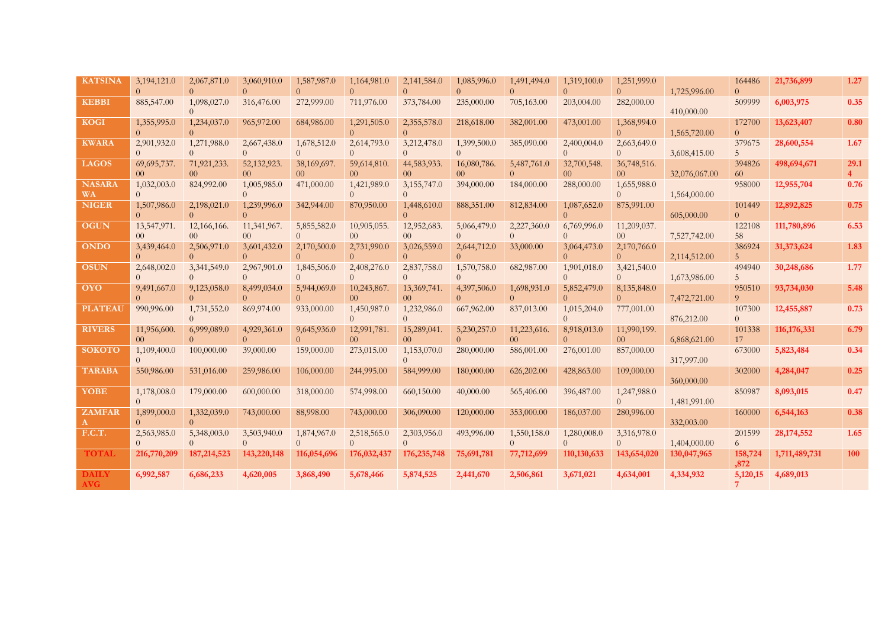| KATSINA | 3,194,121.00 | 2,067,871.00 | 3,060,910.00 | 1,587,987.00 | 1,164,981.00 | 2,141,584.00 | 1,085,996.00 | 1,491,494.00 | 1,319,100.00 | 1,251,999.00 | 1,725,996.00 | 1644860 | 21,736,899 | 1.27 |
|---|---|---|---|---|---|---|---|---|---|---|---|---|---|---|
| KEBBI | 885,547.00 | 1,098,027.00 | 316,476.00 | 272,999.00 | 711,976.00 | 373,784.00 | 235,000.00 | 705,163.00 | 203,004.00 | 282,000.00 | 410,000.00 | 509999 | 6,003,975 | 0.35 |
| KOGI | 1,355,995.00 | 1,234,037.00 | 965,972.00 | 684,986.00 | 1,291,505.00 | 2,355,578.00 | 218,618.00 | 382,001.00 | 473,001.00 | 1,368,994.00 | 1,565,720.00 | 1727000 | 13,623,407 | 0.80 |
| KWARA | 2,901,932.00 | 1,271,988.00 | 2,667,438.00 | 1,678,512.00 | 2,614,793.00 | 3,212,478.00 | 1,399,500.00 | 385,090.00 | 2,400,004.00 | 2,663,649.00 | 3,608,415.00 | 3796755 | 28,600,554 | 1.67 |
| LAGOS | 69,695,737.00 | 71,921,233.00 | 52,132,923.00 | 38,169,697.00 | 59,614,810.00 | 44,583,933.00 | 16,080,786.00 | 5,487,761.00 | 32,700,548.00 | 36,748,516.00 | 32,076,067.00 | 39482660 | 498,694,671 | 29.14 |
| NASARAWA | 1,032,003.00 | 824,992.00 | 1,005,985.00 | 471,000.00 | 1,421,989.00 | 3,155,747.00 | 394,000.00 | 184,000.00 | 288,000.00 | 1,655,988.00 | 1,564,000.00 | 958000 | 12,955,704 | 0.76 |
| NIGER | 1,507,986.00 | 2,198,021.00 | 1,239,996.00 | 342,944.00 | 870,950.00 | 1,448,610.00 | 888,351.00 | 812,834.00 | 1,087,652.00 | 875,991.00 | 605,000.00 | 1014490 | 12,892,825 | 0.75 |
| OGUN | 13,547,971.00 | 12,166,166.00 | 11,341,967.00 | 5,855,582.00 | 10,905,055.00 | 12,952,683.00 | 5,066,479.00 | 2,227,360.00 | 6,769,996.00 | 11,209,037.00 | 7,527,742.00 | 12210858 | 111,780,896 | 6.53 |
| ONDO | 3,439,464.00 | 2,506,971.00 | 3,601,432.00 | 2,170,500.00 | 2,731,990.00 | 3,026,559.00 | 2,644,712.00 | 33,000.00 | 3,064,473.00 | 2,170,766.00 | 2,114,512.00 | 3869245 | 31,373,624 | 1.83 |
| OSUN | 2,648,002.00 | 3,341,549.00 | 2,967,901.00 | 1,845,506.00 | 2,408,276.00 | 2,837,758.00 | 1,570,758.00 | 682,987.00 | 1,901,018.00 | 3,421,540.00 | 1,673,986.00 | 4949405 | 30,248,686 | 1.77 |
| OYO | 9,491,667.00 | 9,123,058.00 | 8,499,034.00 | 5,944,069.00 | 10,243,867.00 | 13,369,741.00 | 4,397,506.00 | 1,698,931.00 | 5,852,479.00 | 8,135,848.00 | 7,472,721.00 | 9505109 | 93,734,030 | 5.48 |
| PLATEAU | 990,996.00 | 1,731,552.00 | 869,974.00 | 933,000.00 | 1,450,987.00 | 1,232,986.00 | 667,962.00 | 837,013.00 | 1,015,204.00 | 777,001.00 | 876,212.00 | 1073000 | 12,455,887 | 0.73 |
| RIVERS | 11,956,600.00 | 6,999,089.00 | 4,929,361.00 | 9,645,936.00 | 12,991,781.00 | 15,289,041.00 | 5,230,257.00 | 11,223,616.00 | 8,918,013.00 | 11,990,199.00 | 6,868,621.00 | 10133817 | 116,176,331 | 6.79 |
| SOKOTO | 1,109,400.00 | 100,000.00 | 39,000.00 | 159,000.00 | 273,015.00 | 1,153,070.00 | 280,000.00 | 586,001.00 | 276,001.00 | 857,000.00 | 317,997.00 | 673000 | 5,823,484 | 0.34 |
| TARABA | 550,986.00 | 531,016.00 | 259,986.00 | 106,000.00 | 244,995.00 | 584,999.00 | 180,000.00 | 626,202.00 | 428,863.00 | 109,000.00 | 360,000.00 | 302000 | 4,284,047 | 0.25 |
| YOBE | 1,178,008.00 | 179,000.00 | 600,000.00 | 318,000.00 | 574,998.00 | 660,150.00 | 40,000.00 | 565,406.00 | 396,487.00 | 1,247,988.00 | 1,481,991.00 | 850987 | 8,093,015 | 0.47 |
| ZAMFARA | 1,899,000.00 | 1,332,039.00 | 743,000.00 | 88,998.00 | 743,000.00 | 306,090.00 | 120,000.00 | 353,000.00 | 186,037.00 | 280,996.00 | 332,003.00 | 160000 | 6,544,163 | 0.38 |
| F.C.T. | 2,563,985.00 | 5,348,003.00 | 3,503,940.00 | 1,874,967.00 | 2,518,565.00 | 2,303,956.00 | 493,996.00 | 1,550,158.00 | 1,280,008.00 | 3,316,978.00 | 1,404,000.00 | 2015996 | 28,174,552 | 1.65 |
| **TOTAL** | **216,770,209** | **187,214,523** | **143,220,148** | **116,054,696** | **176,032,437** | **176,235,748** | **75,691,781** | **77,712,699** | **110,130,633** | **143,654,020** | **130,047,965** | **158,724,872** | **1,711,489,731** | **100** |
| **DAILY AVG** | **6,992,587** | **6,686,233** | **4,620,005** | **3,868,490** | **5,678,466** | **5,874,525** | **2,441,670** | **2,506,861** | **3,671,021** | **4,634,001** | **4,334,932** | **5,120,157** | **4,689,013** | |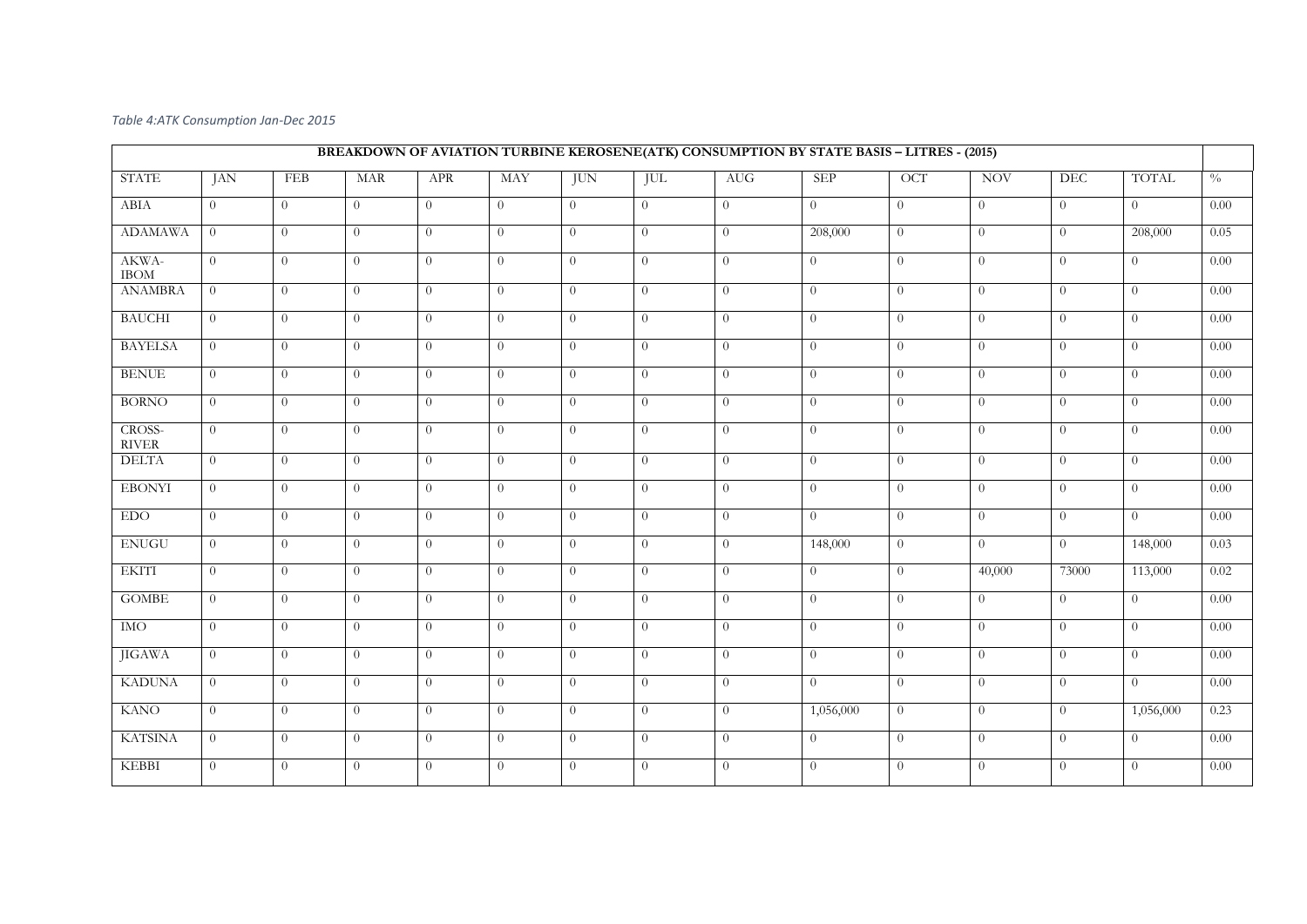*Table 4:ATK Consumption Jan-Dec 2015*

| BREAKDOWN OF AVIATION TURBINE KEROSENE(ATK) CONSUMPTION BY STATE BASIS – LITRES - (2015) | | | | | | | | | | | | | | |
|---|---|---|---|---|---|---|---|---|---|---|---|---|---|---|
| STATE | JAN | FEB | MAR | APR | MAY | JUN | JUL | AUG | SEP | OCT | NOV | DEC | TOTAL | % |
| ABIA | 0 | 0 | 0 | 0 | 0 | 0 | 0 | 0 | 0 | 0 | 0 | 0 | 0 | 0.00 |
| ADAMAWA | 0 | 0 | 0 | 0 | 0 | 0 | 0 | 0 | 208,000 | 0 | 0 | 0 | 208,000 | 0.05 |
| AKWA-IBOM | 0 | 0 | 0 | 0 | 0 | 0 | 0 | 0 | 0 | 0 | 0 | 0 | 0 | 0.00 |
| ANAMBRA | 0 | 0 | 0 | 0 | 0 | 0 | 0 | 0 | 0 | 0 | 0 | 0 | 0 | 0.00 |
| BAUCHI | 0 | 0 | 0 | 0 | 0 | 0 | 0 | 0 | 0 | 0 | 0 | 0 | 0 | 0.00 |
| BAYELSA | 0 | 0 | 0 | 0 | 0 | 0 | 0 | 0 | 0 | 0 | 0 | 0 | 0 | 0.00 |
| BENUE | 0 | 0 | 0 | 0 | 0 | 0 | 0 | 0 | 0 | 0 | 0 | 0 | 0 | 0.00 |
| BORNO | 0 | 0 | 0 | 0 | 0 | 0 | 0 | 0 | 0 | 0 | 0 | 0 | 0 | 0.00 |
| CROSS-RIVER | 0 | 0 | 0 | 0 | 0 | 0 | 0 | 0 | 0 | 0 | 0 | 0 | 0 | 0.00 |
| DELTA | 0 | 0 | 0 | 0 | 0 | 0 | 0 | 0 | 0 | 0 | 0 | 0 | 0 | 0.00 |
| EBONYI | 0 | 0 | 0 | 0 | 0 | 0 | 0 | 0 | 0 | 0 | 0 | 0 | 0 | 0.00 |
| EDO | 0 | 0 | 0 | 0 | 0 | 0 | 0 | 0 | 0 | 0 | 0 | 0 | 0 | 0.00 |
| ENUGU | 0 | 0 | 0 | 0 | 0 | 0 | 0 | 0 | 148,000 | 0 | 0 | 0 | 148,000 | 0.03 |
| EKITI | 0 | 0 | 0 | 0 | 0 | 0 | 0 | 0 | 0 | 0 | 40,000 | 73000 | 113,000 | 0.02 |
| GOMBE | 0 | 0 | 0 | 0 | 0 | 0 | 0 | 0 | 0 | 0 | 0 | 0 | 0 | 0.00 |
| IMO | 0 | 0 | 0 | 0 | 0 | 0 | 0 | 0 | 0 | 0 | 0 | 0 | 0 | 0.00 |
| JIGAWA | 0 | 0 | 0 | 0 | 0 | 0 | 0 | 0 | 0 | 0 | 0 | 0 | 0 | 0.00 |
| KADUNA | 0 | 0 | 0 | 0 | 0 | 0 | 0 | 0 | 0 | 0 | 0 | 0 | 0 | 0.00 |
| KANO | 0 | 0 | 0 | 0 | 0 | 0 | 0 | 0 | 1,056,000 | 0 | 0 | 0 | 1,056,000 | 0.23 |
| KATSINA | 0 | 0 | 0 | 0 | 0 | 0 | 0 | 0 | 0 | 0 | 0 | 0 | 0 | 0.00 |
| KEBBI | 0 | 0 | 0 | 0 | 0 | 0 | 0 | 0 | 0 | 0 | 0 | 0 | 0 | 0.00 |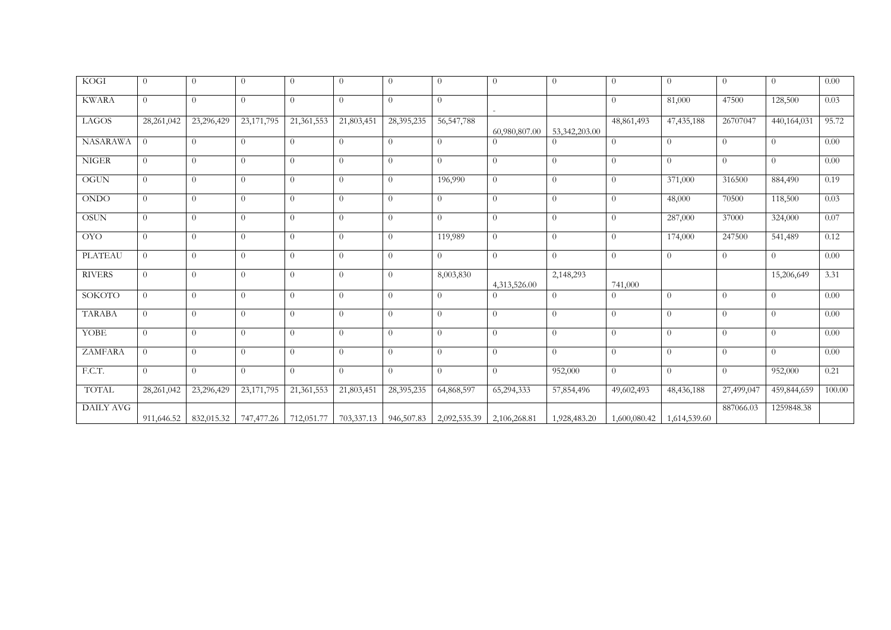| | | | | | | | | | | | | | |
|---|---|---|---|---|---|---|---|---|---|---|---|---|---|
| KOGI | 0 | 0 | 0 | 0 | 0 | 0 | 0 | 0 | 0 | 0 | 0 | 0 | 0 | 0.00 |
| KWARA | 0 | 0 | 0 | 0 | 0 | 0 | 0 | - | | 0 | 81,000 | 47500 | 128,500 | 0.03 |
| LAGOS | 28,261,042 | 23,296,429 | 23,171,795 | 21,361,553 | 21,803,451 | 28,395,235 | 56,547,788 | 60,980,807.00 | 53,342,203.00 | 48,861,493 | 47,435,188 | 26707047 | 440,164,031 | 95.72 |
| NASARAWA | 0 | 0 | 0 | 0 | 0 | 0 | 0 | 0 | 0 | 0 | 0 | 0 | 0 | 0.00 |
| NIGER | 0 | 0 | 0 | 0 | 0 | 0 | 0 | 0 | 0 | 0 | 0 | 0 | 0 | 0.00 |
| OGUN | 0 | 0 | 0 | 0 | 0 | 0 | 196,990 | 0 | 0 | 0 | 371,000 | 316500 | 884,490 | 0.19 |
| ONDO | 0 | 0 | 0 | 0 | 0 | 0 | 0 | 0 | 0 | 0 | 48,000 | 70500 | 118,500 | 0.03 |
| OSUN | 0 | 0 | 0 | 0 | 0 | 0 | 0 | 0 | 0 | 0 | 287,000 | 37000 | 324,000 | 0.07 |
| OYO | 0 | 0 | 0 | 0 | 0 | 0 | 119,989 | 0 | 0 | 0 | 174,000 | 247500 | 541,489 | 0.12 |
| PLATEAU | 0 | 0 | 0 | 0 | 0 | 0 | 0 | 0 | 0 | 0 | 0 | 0 | 0 | 0.00 |
| RIVERS | 0 | 0 | 0 | 0 | 0 | 0 | 8,003,830 | 4,313,526.00 | 2,148,293 | 741,000 | | | 15,206,649 | 3.31 |
| SOKOTO | 0 | 0 | 0 | 0 | 0 | 0 | 0 | 0 | 0 | 0 | 0 | 0 | 0 | 0.00 |
| TARABA | 0 | 0 | 0 | 0 | 0 | 0 | 0 | 0 | 0 | 0 | 0 | 0 | 0 | 0.00 |
| YOBE | 0 | 0 | 0 | 0 | 0 | 0 | 0 | 0 | 0 | 0 | 0 | 0 | 0 | 0.00 |
| ZAMFARA | 0 | 0 | 0 | 0 | 0 | 0 | 0 | 0 | 0 | 0 | 0 | 0 | 0 | 0.00 |
| F.C.T. | 0 | 0 | 0 | 0 | 0 | 0 | 0 | 0 | 952,000 | 0 | 0 | 0 | 952,000 | 0.21 |
| TOTAL | 28,261,042 | 23,296,429 | 23,171,795 | 21,361,553 | 21,803,451 | 28,395,235 | 64,868,597 | 65,294,333 | 57,854,496 | 49,602,493 | 48,436,188 | 27,499,047 | 459,844,659 | 100.00 |
| DAILY AVG | 911,646.52 | 832,015.32 | 747,477.26 | 712,051.77 | 703,337.13 | 946,507.83 | 2,092,535.39 | 2,106,268.81 | 1,928,483.20 | 1,600,080.42 | 1,614,539.60 | 887066.03 | 1259848.38 | |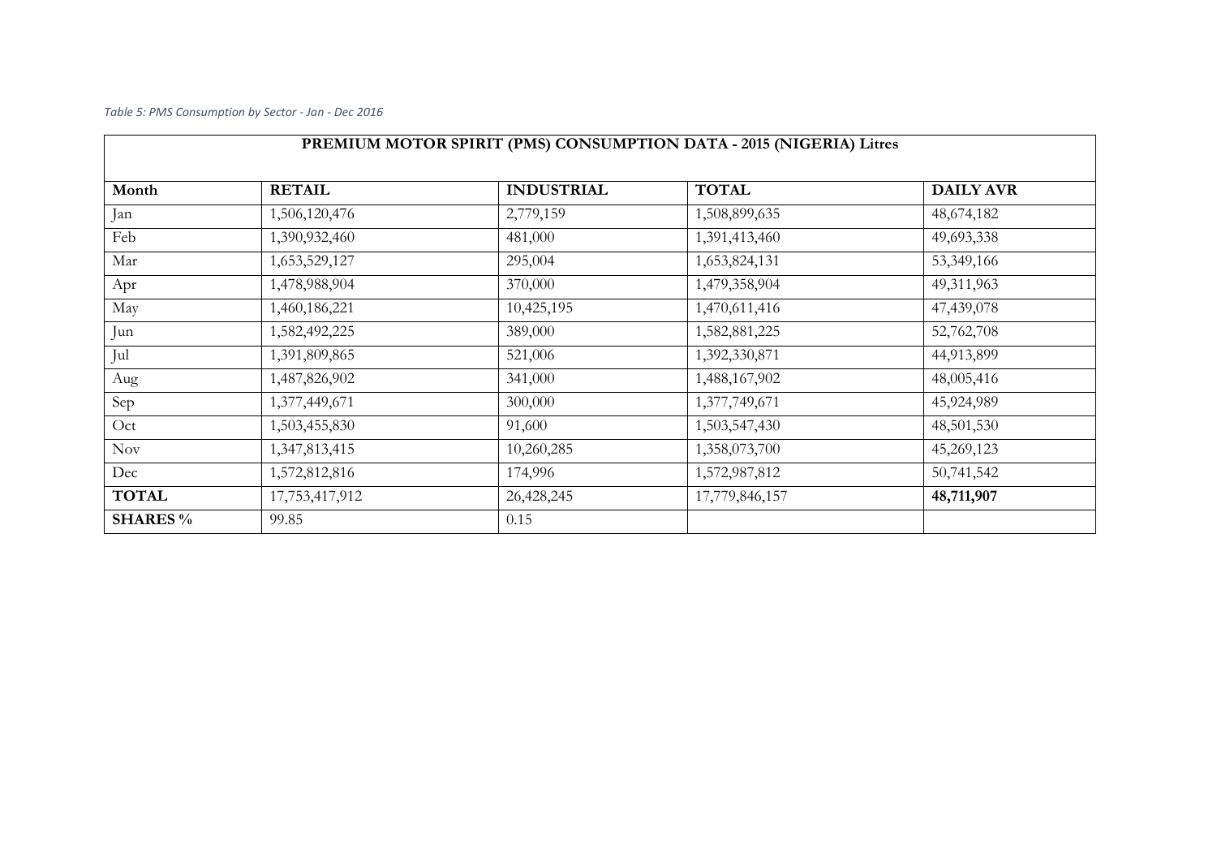*Table 5: PMS Consumption by Sector - Jan - Dec 2016*

| PREMIUM MOTOR SPIRIT (PMS) CONSUMPTION DATA - 2015 (NIGERIA) Litres | | | | |
|---|---|---|---|---|
| **Month** | **RETAIL** | **INDUSTRIAL** | **TOTAL** | **DAILY AVR** |
| Jan | 1,506,120,476 | 2,779,159 | 1,508,899,635 | 48,674,182 |
| Feb | 1,390,932,460 | 481,000 | 1,391,413,460 | 49,693,338 |
| Mar | 1,653,529,127 | 295,004 | 1,653,824,131 | 53,349,166 |
| Apr | 1,478,988,904 | 370,000 | 1,479,358,904 | 49,311,963 |
| May | 1,460,186,221 | 10,425,195 | 1,470,611,416 | 47,439,078 |
| Jun | 1,582,492,225 | 389,000 | 1,582,881,225 | 52,762,708 |
| Jul | 1,391,809,865 | 521,006 | 1,392,330,871 | 44,913,899 |
| Aug | 1,487,826,902 | 341,000 | 1,488,167,902 | 48,005,416 |
| Sep | 1,377,449,671 | 300,000 | 1,377,749,671 | 45,924,989 |
| Oct | 1,503,455,830 | 91,600 | 1,503,547,430 | 48,501,530 |
| Nov | 1,347,813,415 | 10,260,285 | 1,358,073,700 | 45,269,123 |
| Dec | 1,572,812,816 | 174,996 | 1,572,987,812 | 50,741,542 |
| **TOTAL** | 17,753,417,912 | 26,428,245 | 17,779,846,157 | **48,711,907** |
| **SHARES %** | 99.85 | 0.15 | | |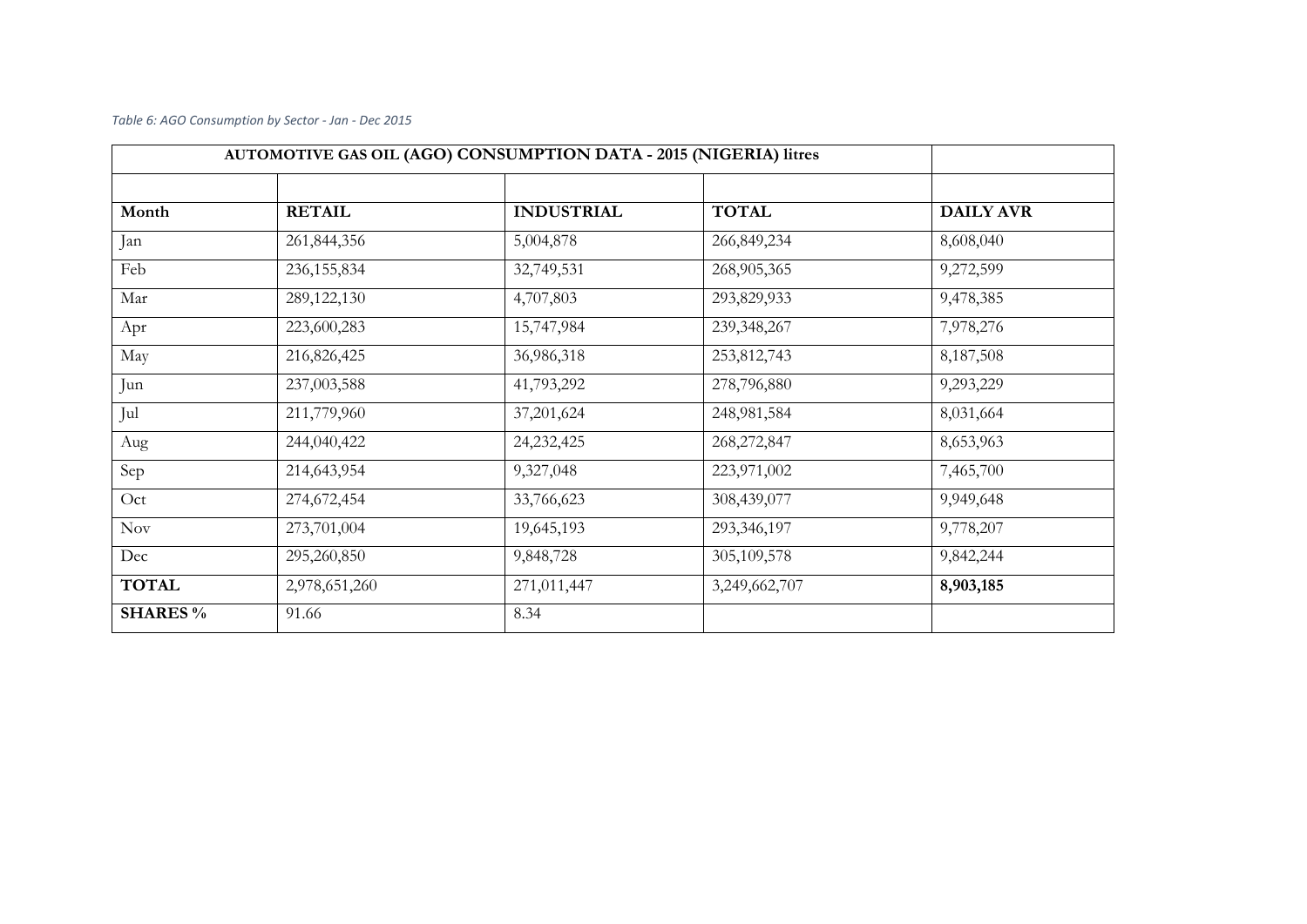*Table 6: AGO Consumption by Sector - Jan - Dec 2015*

| AUTOMOTIVE GAS OIL (AGO) CONSUMPTION DATA - 2015 (NIGERIA) litres | | | | |
|---|---|---|---|---|
| | | | | |
| **Month** | **RETAIL** | **INDUSTRIAL** | **TOTAL** | **DAILY AVR** |
| Jan | 261,844,356 | 5,004,878 | 266,849,234 | 8,608,040 |
| Feb | 236,155,834 | 32,749,531 | 268,905,365 | 9,272,599 |
| Mar | 289,122,130 | 4,707,803 | 293,829,933 | 9,478,385 |
| Apr | 223,600,283 | 15,747,984 | 239,348,267 | 7,978,276 |
| May | 216,826,425 | 36,986,318 | 253,812,743 | 8,187,508 |
| Jun | 237,003,588 | 41,793,292 | 278,796,880 | 9,293,229 |
| Jul | 211,779,960 | 37,201,624 | 248,981,584 | 8,031,664 |
| Aug | 244,040,422 | 24,232,425 | 268,272,847 | 8,653,963 |
| Sep | 214,643,954 | 9,327,048 | 223,971,002 | 7,465,700 |
| Oct | 274,672,454 | 33,766,623 | 308,439,077 | 9,949,648 |
| Nov | 273,701,004 | 19,645,193 | 293,346,197 | 9,778,207 |
| Dec | 295,260,850 | 9,848,728 | 305,109,578 | 9,842,244 |
| **TOTAL** | 2,978,651,260 | 271,011,447 | 3,249,662,707 | **8,903,185** |
| **SHARES %** | 91.66 | 8.34 | | |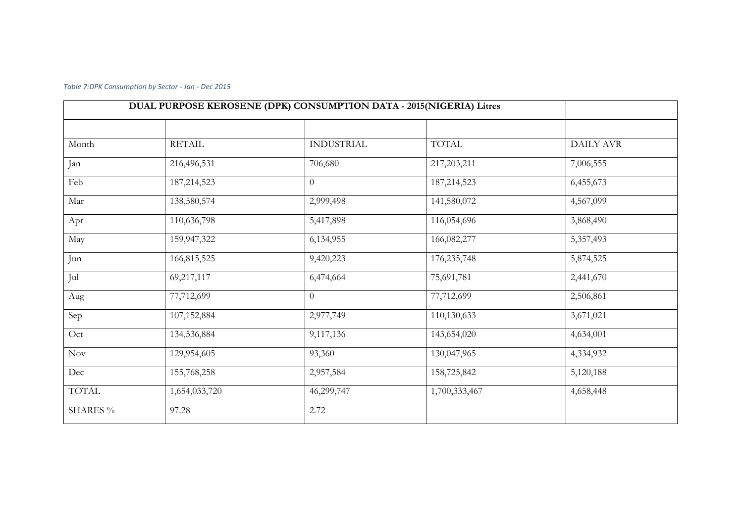*Table 7:DPK Consumption by Sector - Jan - Dec 2015*

| DUAL PURPOSE KEROSENE (DPK) CONSUMPTION DATA - 2015(NIGERIA) Litres | | | | |
|---|---|---|---|---|
| | | | | |
| Month | RETAIL | INDUSTRIAL | TOTAL | DAILY AVR |
| Jan | 216,496,531 | 706,680 | 217,203,211 | 7,006,555 |
| Feb | 187,214,523 | 0 | 187,214,523 | 6,455,673 |
| Mar | 138,580,574 | 2,999,498 | 141,580,072 | 4,567,099 |
| Apr | 110,636,798 | 5,417,898 | 116,054,696 | 3,868,490 |
| May | 159,947,322 | 6,134,955 | 166,082,277 | 5,357,493 |
| Jun | 166,815,525 | 9,420,223 | 176,235,748 | 5,874,525 |
| Jul | 69,217,117 | 6,474,664 | 75,691,781 | 2,441,670 |
| Aug | 77,712,699 | 0 | 77,712,699 | 2,506,861 |
| Sep | 107,152,884 | 2,977,749 | 110,130,633 | 3,671,021 |
| Oct | 134,536,884 | 9,117,136 | 143,654,020 | 4,634,001 |
| Nov | 129,954,605 | 93,360 | 130,047,965 | 4,334,932 |
| Dec | 155,768,258 | 2,957,584 | 158,725,842 | 5,120,188 |
| TOTAL | 1,654,033,720 | 46,299,747 | 1,700,333,467 | 4,658,448 |
| SHARES % | 97.28 | 2.72 | | |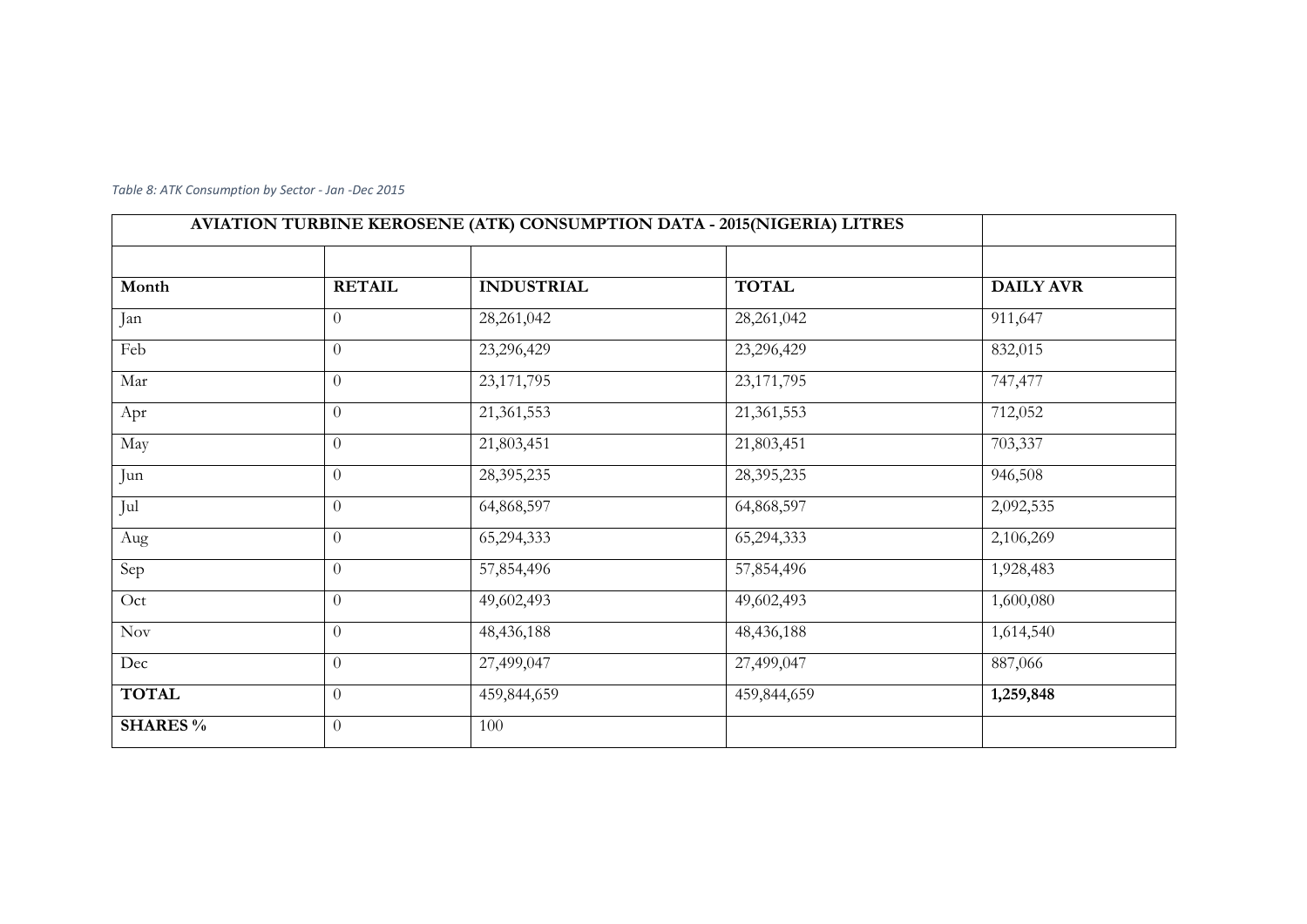*Table 8: ATK Consumption by Sector - Jan -Dec 2015*

| AVIATION TURBINE KEROSENE (ATK) CONSUMPTION DATA - 2015(NIGERIA) LITRES | | | | |
|---|---|---|---|---|
| | | | | |
| **Month** | **RETAIL** | **INDUSTRIAL** | **TOTAL** | **DAILY AVR** |
| Jan | 0 | 28,261,042 | 28,261,042 | 911,647 |
| Feb | 0 | 23,296,429 | 23,296,429 | 832,015 |
| Mar | 0 | 23,171,795 | 23,171,795 | 747,477 |
| Apr | 0 | 21,361,553 | 21,361,553 | 712,052 |
| May | 0 | 21,803,451 | 21,803,451 | 703,337 |
| Jun | 0 | 28,395,235 | 28,395,235 | 946,508 |
| Jul | 0 | 64,868,597 | 64,868,597 | 2,092,535 |
| Aug | 0 | 65,294,333 | 65,294,333 | 2,106,269 |
| Sep | 0 | 57,854,496 | 57,854,496 | 1,928,483 |
| Oct | 0 | 49,602,493 | 49,602,493 | 1,600,080 |
| Nov | 0 | 48,436,188 | 48,436,188 | 1,614,540 |
| Dec | 0 | 27,499,047 | 27,499,047 | 887,066 |
| **TOTAL** | 0 | 459,844,659 | 459,844,659 | **1,259,848** |
| **SHARES %** | 0 | 100 | | |